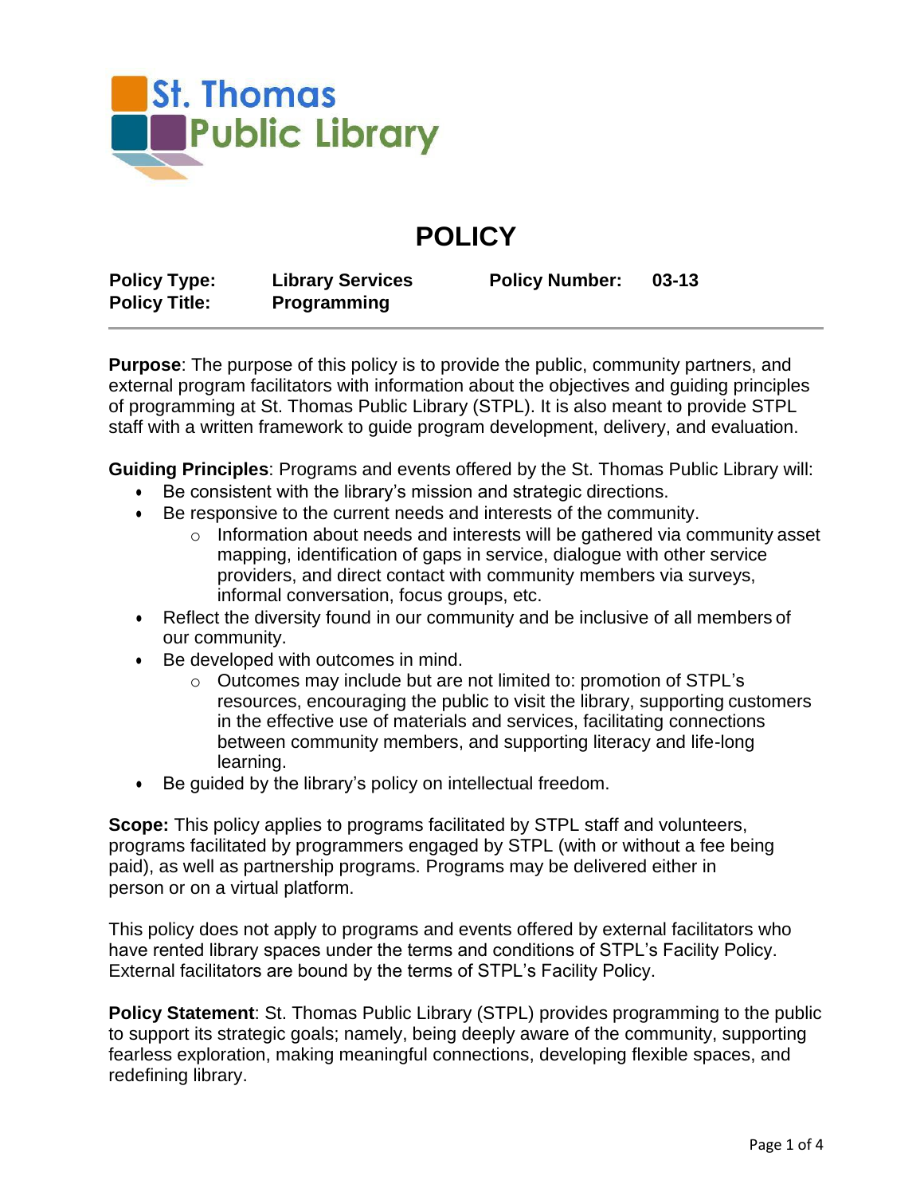St. Thomas Public Library

# POLICY

| **Policy Type:** | **Library Services** | **Policy Number:** | **03-13** |
|---|---|---|---|
| **Policy Title:** | **Programming** | | |

**Purpose**: The purpose of this policy is to provide the public, community partners, and external program facilitators with information about the objectives and guiding principles of programming at St. Thomas Public Library (STPL). It is also meant to provide STPL staff with a written framework to guide program development, delivery, and evaluation.

**Guiding Principles**: Programs and events offered by the St. Thomas Public Library will:

- Be consistent with the library's mission and strategic directions.
- Be responsive to the current needs and interests of the community.
  - Information about needs and interests will be gathered via community asset mapping, identification of gaps in service, dialogue with other service providers, and direct contact with community members via surveys, informal conversation, focus groups, etc.
- Reflect the diversity found in our community and be inclusive of all members of our community.
- Be developed with outcomes in mind.
  - Outcomes may include but are not limited to: promotion of STPL's resources, encouraging the public to visit the library, supporting customers in the effective use of materials and services, facilitating connections between community members, and supporting literacy and life-long learning.
- Be guided by the library's policy on intellectual freedom.

**Scope:** This policy applies to programs facilitated by STPL staff and volunteers, programs facilitated by programmers engaged by STPL (with or without a fee being paid), as well as partnership programs. Programs may be delivered either in person or on a virtual platform.

This policy does not apply to programs and events offered by external facilitators who have rented library spaces under the terms and conditions of STPL's Facility Policy. External facilitators are bound by the terms of STPL's Facility Policy.

**Policy Statement**: St. Thomas Public Library (STPL) provides programming to the public to support its strategic goals; namely, being deeply aware of the community, supporting fearless exploration, making meaningful connections, developing flexible spaces, and redefining library.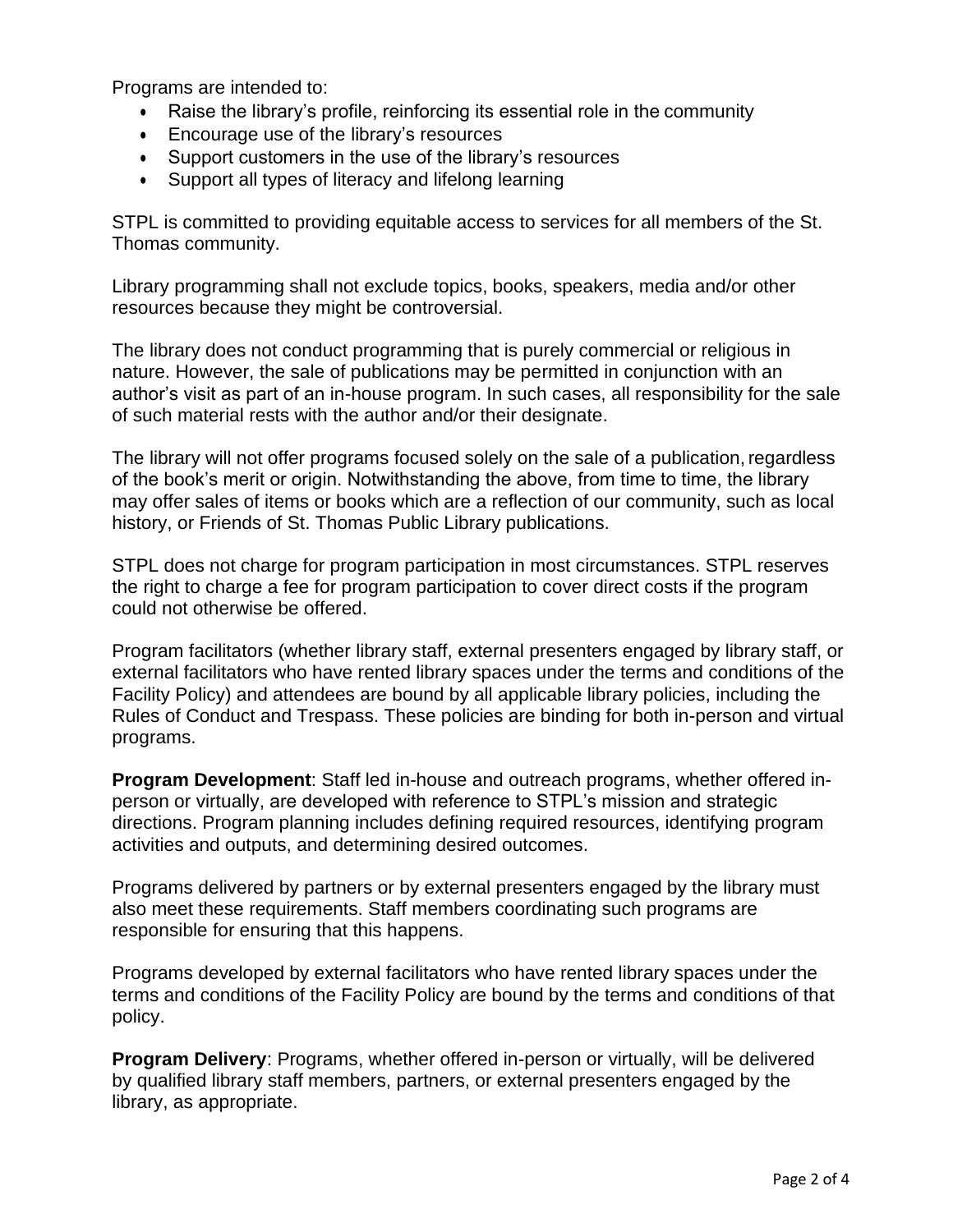Programs are intended to:

- Raise the library's profile, reinforcing its essential role in the community
- Encourage use of the library's resources
- Support customers in the use of the library's resources
- Support all types of literacy and lifelong learning

STPL is committed to providing equitable access to services for all members of the St. Thomas community.

Library programming shall not exclude topics, books, speakers, media and/or other resources because they might be controversial.

The library does not conduct programming that is purely commercial or religious in nature. However, the sale of publications may be permitted in conjunction with an author's visit as part of an in-house program. In such cases, all responsibility for the sale of such material rests with the author and/or their designate.

The library will not offer programs focused solely on the sale of a publication, regardless of the book's merit or origin. Notwithstanding the above, from time to time, the library may offer sales of items or books which are a reflection of our community, such as local history, or Friends of St. Thomas Public Library publications.

STPL does not charge for program participation in most circumstances. STPL reserves the right to charge a fee for program participation to cover direct costs if the program could not otherwise be offered.

Program facilitators (whether library staff, external presenters engaged by library staff, or external facilitators who have rented library spaces under the terms and conditions of the Facility Policy) and attendees are bound by all applicable library policies, including the Rules of Conduct and Trespass. These policies are binding for both in-person and virtual programs.

**Program Development**: Staff led in-house and outreach programs, whether offered in-person or virtually, are developed with reference to STPL's mission and strategic directions. Program planning includes defining required resources, identifying program activities and outputs, and determining desired outcomes.

Programs delivered by partners or by external presenters engaged by the library must also meet these requirements. Staff members coordinating such programs are responsible for ensuring that this happens.

Programs developed by external facilitators who have rented library spaces under the terms and conditions of the Facility Policy are bound by the terms and conditions of that policy.

**Program Delivery**: Programs, whether offered in-person or virtually, will be delivered by qualified library staff members, partners, or external presenters engaged by the library, as appropriate.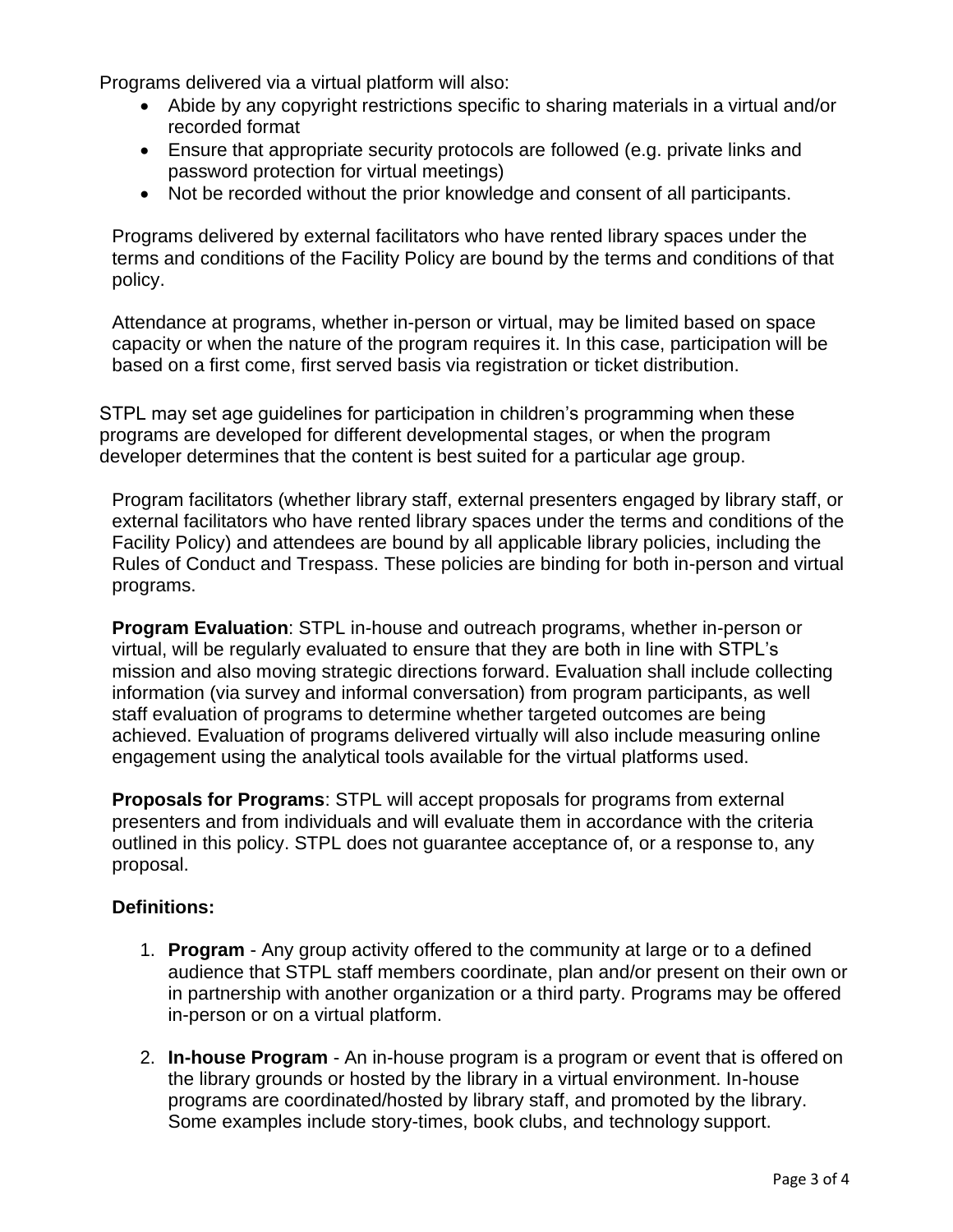Programs delivered via a virtual platform will also:

- Abide by any copyright restrictions specific to sharing materials in a virtual and/or recorded format
- Ensure that appropriate security protocols are followed (e.g. private links and password protection for virtual meetings)
- Not be recorded without the prior knowledge and consent of all participants.

Programs delivered by external facilitators who have rented library spaces under the terms and conditions of the Facility Policy are bound by the terms and conditions of that policy.

Attendance at programs, whether in-person or virtual, may be limited based on space capacity or when the nature of the program requires it. In this case, participation will be based on a first come, first served basis via registration or ticket distribution.

STPL may set age guidelines for participation in children's programming when these programs are developed for different developmental stages, or when the program developer determines that the content is best suited for a particular age group.

Program facilitators (whether library staff, external presenters engaged by library staff, or external facilitators who have rented library spaces under the terms and conditions of the Facility Policy) and attendees are bound by all applicable library policies, including the Rules of Conduct and Trespass. These policies are binding for both in-person and virtual programs.

**Program Evaluation**: STPL in-house and outreach programs, whether in-person or virtual, will be regularly evaluated to ensure that they are both in line with STPL's mission and also moving strategic directions forward. Evaluation shall include collecting information (via survey and informal conversation) from program participants, as well staff evaluation of programs to determine whether targeted outcomes are being achieved. Evaluation of programs delivered virtually will also include measuring online engagement using the analytical tools available for the virtual platforms used.

**Proposals for Programs**: STPL will accept proposals for programs from external presenters and from individuals and will evaluate them in accordance with the criteria outlined in this policy. STPL does not guarantee acceptance of, or a response to, any proposal.

**Definitions:**

1. **Program** - Any group activity offered to the community at large or to a defined audience that STPL staff members coordinate, plan and/or present on their own or in partnership with another organization or a third party. Programs may be offered in-person or on a virtual platform.

2. **In-house Program** - An in-house program is a program or event that is offered on the library grounds or hosted by the library in a virtual environment. In-house programs are coordinated/hosted by library staff, and promoted by the library. Some examples include story-times, book clubs, and technology support.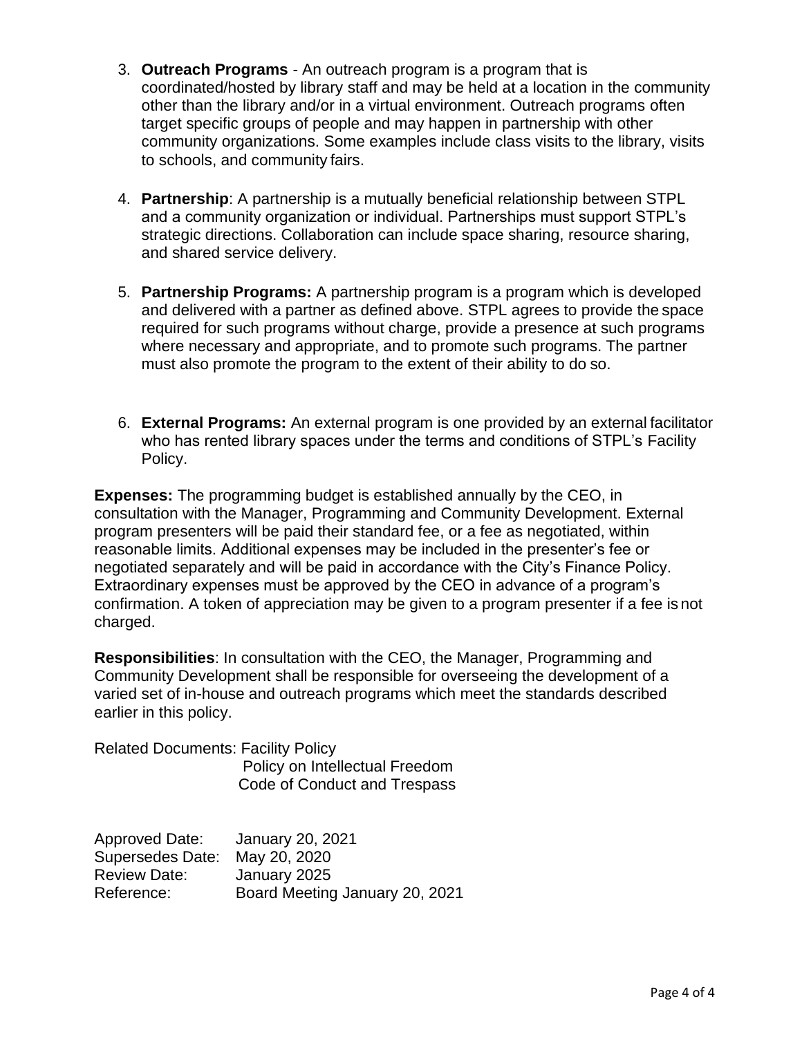3. **Outreach Programs** - An outreach program is a program that is coordinated/hosted by library staff and may be held at a location in the community other than the library and/or in a virtual environment. Outreach programs often target specific groups of people and may happen in partnership with other community organizations. Some examples include class visits to the library, visits to schools, and community fairs.

4. **Partnership**: A partnership is a mutually beneficial relationship between STPL and a community organization or individual. Partnerships must support STPL's strategic directions. Collaboration can include space sharing, resource sharing, and shared service delivery.

5. **Partnership Programs:** A partnership program is a program which is developed and delivered with a partner as defined above. STPL agrees to provide the space required for such programs without charge, provide a presence at such programs where necessary and appropriate, and to promote such programs. The partner must also promote the program to the extent of their ability to do so.

6. **External Programs:** An external program is one provided by an external facilitator who has rented library spaces under the terms and conditions of STPL's Facility Policy.

**Expenses:** The programming budget is established annually by the CEO, in consultation with the Manager, Programming and Community Development. External program presenters will be paid their standard fee, or a fee as negotiated, within reasonable limits. Additional expenses may be included in the presenter's fee or negotiated separately and will be paid in accordance with the City's Finance Policy. Extraordinary expenses must be approved by the CEO in advance of a program's confirmation. A token of appreciation may be given to a program presenter if a fee is not charged.

**Responsibilities**: In consultation with the CEO, the Manager, Programming and Community Development shall be responsible for overseeing the development of a varied set of in-house and outreach programs which meet the standards described earlier in this policy.

Related Documents: Facility Policy
Policy on Intellectual Freedom
Code of Conduct and Trespass

| | |
|---|---|
| Approved Date: | January 20, 2021 |
| Supersedes Date: | May 20, 2020 |
| Review Date: | January 2025 |
| Reference: | Board Meeting January 20, 2021 |